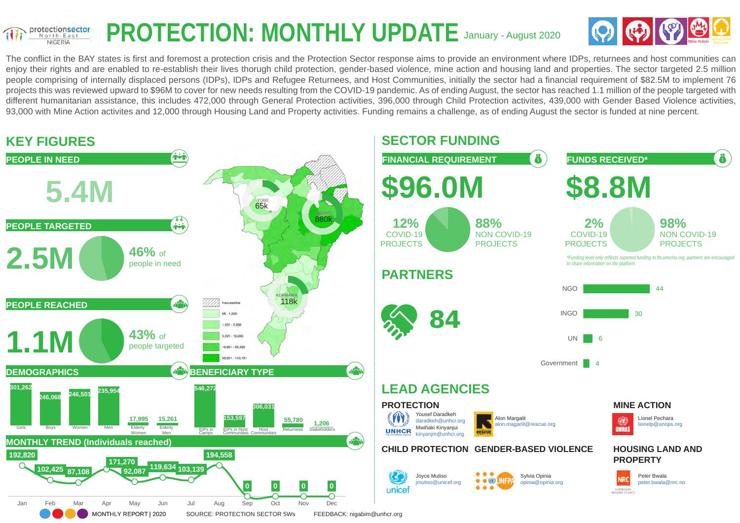protectionsector North-East NIGERIA

# PROTECTION: MONTHLY UPDATE January - August 2020

The conflict in the BAY states is first and foremost a protection crisis and the Protection Sector response aims to provide an environment where IDPs, returnees and host communities can enjoy their rights and are enabled to re-establish their lives thorugh child protection, gender-based violence, mine action and housing land and properties. The sector targeted 2.5 million people comprising of internally displaced persons (IDPs), IDPs and Refugee Returnees, and Host Communities, initially the sector had a financial requirement of $82.5M to implement 76 projects this was reviewed upward to $96M to cover for new needs resulting from the COVID-19 pandemic. As of ending August, the sector has reached 1.1 million of the people targeted with different humanitarian assistance, this includes 472,000 through General Protection activities, 396,000 through Child Protection activites, 439,000 with Gender Based Violence activities, 93,000 with Mine Action activites and 12,000 through Housing Land and Property activities. Funding remains a challenge, as of ending August the sector is funded at nine percent.

## KEY FIGURES

### PEOPLE IN NEED

**5.4M**

### PEOPLE TARGETED

**2.5M** — 46% of people in need

### PEOPLE REACHED

**1.1M** — 43% of people targeted

Map: YOBE 65k; BORNO 880k; ADAMAWA 118k

Legend: Inaccessible; 65 - 1,000; 1,001 - 5,000; 5,001 - 10,000; 10,001 - 50,000; 50,001 - 143,181

### DEMOGRAPHICS

| Girls | Boys | Women | Men | Elderly Women | Elderly Men |
|---|---|---|---|---|---|
| 301,262 | 246,068 | 246,501 | 235,954 | 17,995 | 15,261 |

### BENEFICIARY TYPE

| IDPs in Camps | IDPs in Host Communities | Host Communities | Returnees | Stakeholders |
|---|---|---|---|---|
| 546,272 | 153,597 | 306,031 | 55,780 | 1,206 |

### MONTHLY TREND (Individuals reached)

| Jan | Feb | Mar | Apr | May | Jun | Jul | Aug | Sep | Oct | Nov | Dec |
|---|---|---|---|---|---|---|---|---|---|---|---|
| 192,820 | 102,425 | 87,108 | 171,270 | 92,087 | 119,634 | 103,139 | 194,558 | 0 | 0 | 0 | 0 |

## SECTOR FUNDING

### FINANCIAL REQUIREMENT

**$96.0M**

12% COVID-19 PROJECTS; 88% NON COVID-19 PROJECTS

### FUNDS RECEIVED*

**$8.8M**

2% COVID-19 PROJECTS; 98% NON COVID-19 PROJECTS

*Funding level only reflects reported funding to fts.unocha.org, partners are encouraged to share information on the platform.

## PARTNERS

**84**

| Type | Number |
|---|---|
| NGO | 44 |
| INGO | 30 |
| UN | 6 |
| Government | 4 |

## LEAD AGENCIES

### PROTECTION

UNHCR — Yousef Daradkeh, daradkeh@unhcr.org; Mwihaki Kinyanjui, kinyanjm@unhcr.org

RESCUE — Alon Margalit, alon.magarlit@rescue.org

### MINE ACTION

UNMAS — Lionel Pechara, lionelp@unops.org

### CHILD PROTECTION

unicef — Joyce Mutiso, jmutiso@unicef.org

### GENDER-BASED VIOLENCE

UNFPA — Sylvia Opinia, opinia@opinia.org

### HOUSING LAND AND PROPERTY

NRC — Peter Bwala, peter.bwala@nrc.no

MONTHLY REPORT | 2020 SOURCE: PROTECTION SECTOR 5Ws FEEDBACK: nigabim@unhcr.org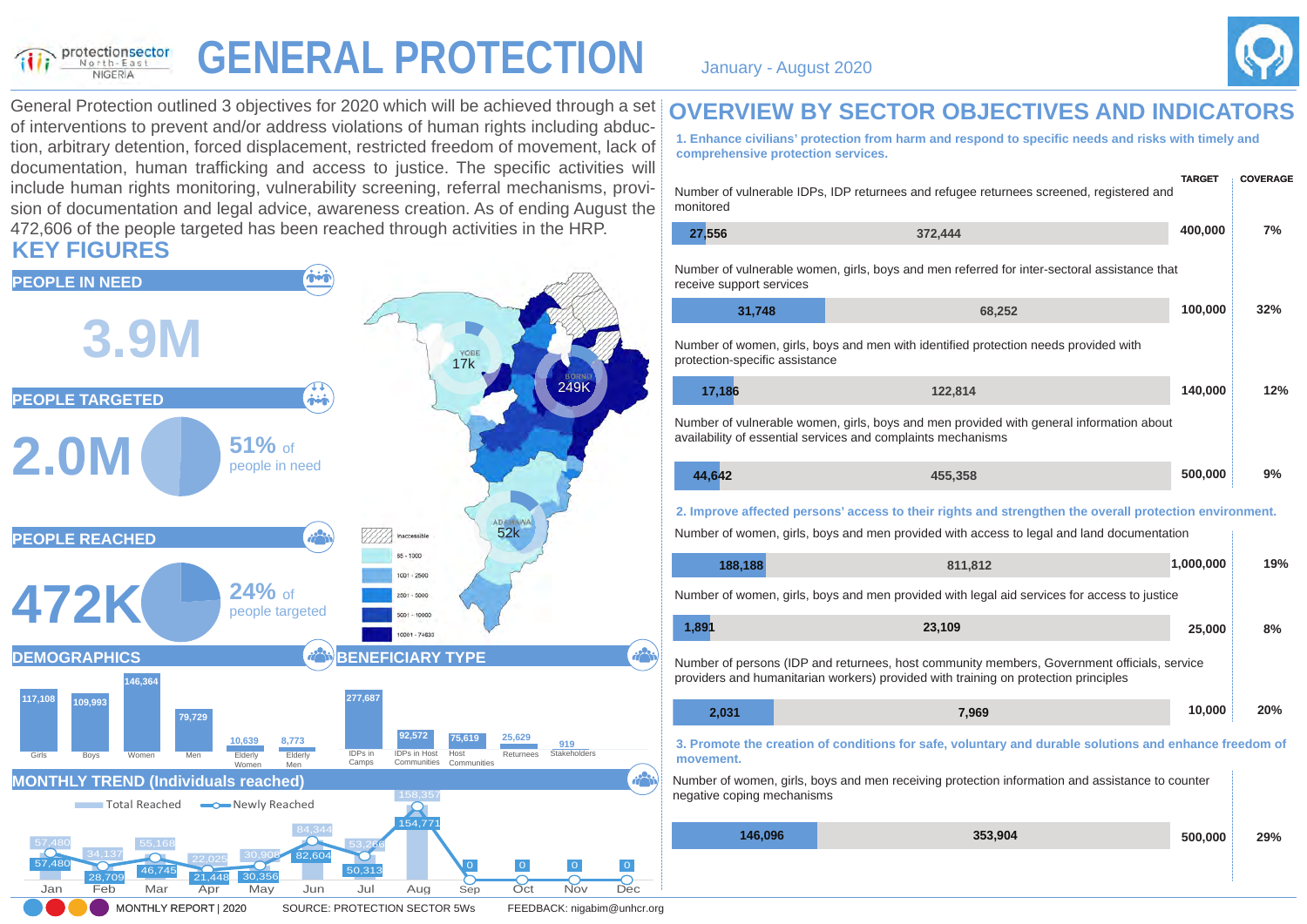# GENERAL PROTECTION

protectionsector North-East NIGERIA

January - August 2020

General Protection outlined 3 objectives for 2020 which will be achieved through a set of interventions to prevent and/or address violations of human rights including abduction, arbitrary detention, forced displacement, restricted freedom of movement, lack of documentation, human trafficking and access to justice. The specific activities will include human rights monitoring, vulnerability screening, referral mechanisms, provision of documentation and legal advice, awareness creation. As of ending August the 472,606 of the people targeted has been reached through activities in the HRP.

## KEY FIGURES

### PEOPLE IN NEED

**3.9M**

### PEOPLE TARGETED

**2.0M** — 51% of people in need

### PEOPLE REACHED

**472K** — 24% of people targeted

Map: YOBE 17k; BORNO 249K; ADAMAWA 52k

Legend: Inaccessible; 85 - 1000; 1001 - 2500; 2501 - 5000; 5001 - 10000; 10001 - 74633

### DEMOGRAPHICS

| Girls | Boys | Women | Men | Elderly Women | Elderly Men |
|---|---|---|---|---|---|
| 117,108 | 109,993 | 146,364 | 79,729 | 10,639 | 8,773 |

### BENEFICIARY TYPE

| IDPs in Camps | IDPs in Host Communities | Host Communities | Returnees | Stakeholders |
|---|---|---|---|---|
| 277,687 | 92,572 | 75,619 | 25,629 | 919 |

### MONTHLY TREND (Individuals reached)

| | Jan | Feb | Mar | Apr | May | Jun | Jul | Aug | Sep | Oct | Nov | Dec |
|---|---|---|---|---|---|---|---|---|---|---|---|---|
| Total Reached | 57,480 | 34,137 | 55,168 | 22,025 | 30,908 | 84,344 | 53,268 | 158,357 | | | | |
| Newly Reached | 57,480 | 28,709 | 46,745 | 21,448 | 30,356 | 82,604 | 50,313 | 154,771 | 0 | 0 | 0 | 0 |

## OVERVIEW BY SECTOR OBJECTIVES AND INDICATORS

### 1. Enhance civilians' protection from harm and respond to specific needs and risks with timely and comprehensive protection services.

| Indicator | Reached | Gap | TARGET | COVERAGE |
|---|---|---|---|---|
| Number of vulnerable IDPs, IDP returnees and refugee returnees screened, registered and monitored | 27,556 | 372,444 | 400,000 | 7% |
| Number of vulnerable women, girls, boys and men referred for inter-sectoral assistance that receive support services | 31,748 | 68,252 | 100,000 | 32% |
| Number of women, girls, boys and men with identified protection needs provided with protection-specific assistance | 17,186 | 122,814 | 140,000 | 12% |
| Number of vulnerable women, girls, boys and men provided with general information about availability of essential services and complaints mechanisms | 44,642 | 455,358 | 500,000 | 9% |

### 2. Improve affected persons' access to their rights and strengthen the overall protection environment.

| Indicator | Reached | Gap | TARGET | COVERAGE |
|---|---|---|---|---|
| Number of women, girls, boys and men provided with access to legal and land documentation | 188,188 | 811,812 | 1,000,000 | 19% |
| Number of women, girls, boys and men provided with legal aid services for access to justice | 1,891 | 23,109 | 25,000 | 8% |
| Number of persons (IDP and returnees, host community members, Government officials, service providers and humanitarian workers) provided with training on protection principles | 2,031 | 7,969 | 10,000 | 20% |

### 3. Promote the creation of conditions for safe, voluntary and durable solutions and enhance freedom of movement.

| Indicator | Reached | Gap | TARGET | COVERAGE |
|---|---|---|---|---|
| Number of women, girls, boys and men receiving protection information and assistance to counter negative coping mechanisms | 146,096 | 353,904 | 500,000 | 29% |

MONTHLY REPORT | 2020 SOURCE: PROTECTION SECTOR 5Ws FEEDBACK: nigabim@unhcr.org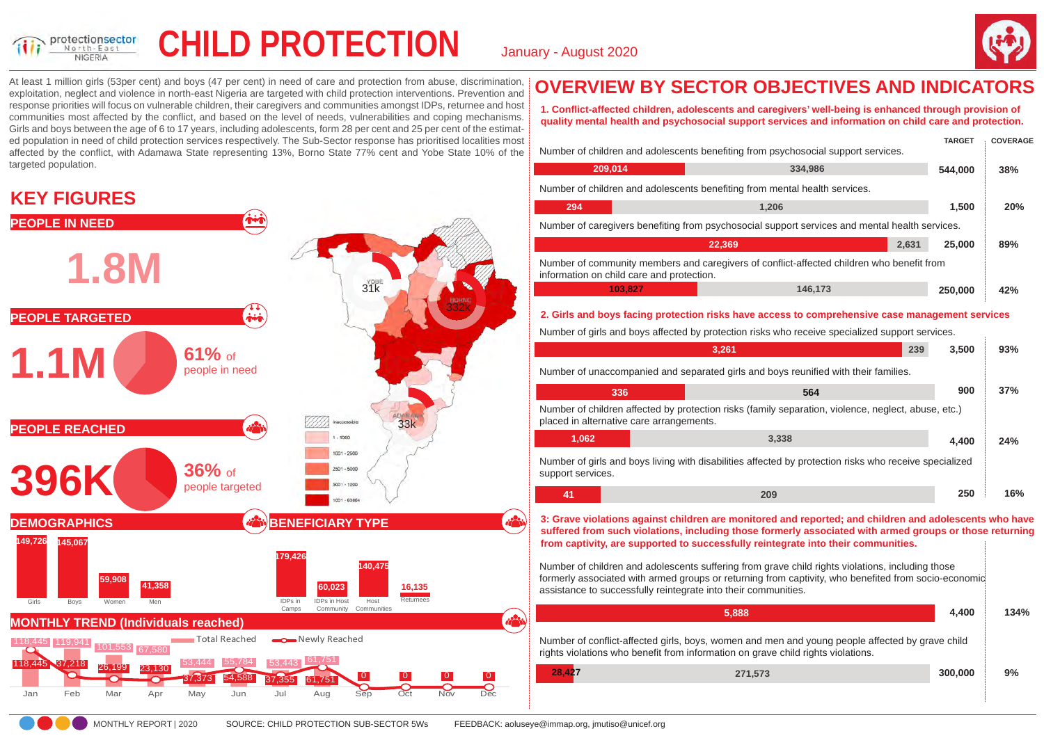# CHILD PROTECTION

January - August 2020

At least 1 million girls (53per cent) and boys (47 per cent) in need of care and protection from abuse, discrimination, exploitation, neglect and violence in north-east Nigeria are targeted with child protection interventions. Prevention and response priorities will focus on vulnerable children, their caregivers and communities amongst IDPs, returnee and host communities most affected by the conflict, and based on the level of needs, vulnerabilities and coping mechanisms. Girls and boys between the age of 6 to 17 years, including adolescents, form 28 per cent and 25 per cent of the estimated population in need of child protection services respectively. The Sub-Sector response has prioritised localities most affected by the conflict, with Adamawa State representing 13%, Borno State 77% cent and Yobe State 10% of the targeted population.

## KEY FIGURES

### PEOPLE IN NEED

**1.8M**

### PEOPLE TARGETED

**1.1M** — **61%** of people in need

### PEOPLE REACHED

**396K** — **36%** of people targeted

Map: YOBE 31k; BORNO 332k; ADAMAWA 33k. Legend: Inaccessible; 1 - 1000; 1001 - 2500; 2501 - 5000; 5001 - 1000; 1001 - 63884

### DEMOGRAPHICS

| Girls | Boys | Women | Men |
|---|---|---|---|
| 149,726 | 145,067 | 59,908 | 41,358 |

### BENEFICIARY TYPE

| IDPs in Camps | IDPs in Host Community | Host Communities | Returnees |
|---|---|---|---|
| 179,426 | 60,023 | 140,475 | 16,135 |

### MONTHLY TREND (Individuals reached)

| | Jan | Feb | Mar | Apr | May | Jun | Jul | Aug | Sep | Oct | Nov | Dec |
|---|---|---|---|---|---|---|---|---|---|---|---|---|
| Total Reached | 118,445 | 119,941 | 101,553 | 67,580 | 53,444 | 55,784 | 53,443 | 61,751 | | | | |
| Newly Reached | 118,445 | 87,218 | 26,199 | 23,130 | 37,373 | 54,588 | 37,355 | 61,751 | 0 | 0 | 0 | 0 |

## OVERVIEW BY SECTOR OBJECTIVES AND INDICATORS

**1. Conflict-affected children, adolescents and caregivers' well-being is enhanced through provision of quality mental health and psychosocial support services and information on child care and protection.**

| Indicator | Reached | Gap | TARGET | COVERAGE |
|---|---|---|---|---|
| Number of children and adolescents benefiting from psychosocial support services. | 209,014 | 334,986 | 544,000 | 38% |
| Number of children and adolescents benefiting from mental health services. | 294 | 1,206 | 1,500 | 20% |
| Number of caregivers benefiting from psychosocial support services and mental health services. | 22,369 | 2,631 | 25,000 | 89% |
| Number of community members and caregivers of conflict-affected children who benefit from information on child care and protection. | 103,827 | 146,173 | 250,000 | 42% |

**2. Girls and boys facing protection risks have access to comprehensive case management services**

| Indicator | Reached | Gap | TARGET | COVERAGE |
|---|---|---|---|---|
| Number of girls and boys affected by protection risks who receive specialized support services. | 3,261 | 239 | 3,500 | 93% |
| Number of unaccompanied and separated girls and boys reunified with their families. | 336 | 564 | 900 | 37% |
| Number of children affected by protection risks (family separation, violence, neglect, abuse, etc.) placed in alternative care arrangements. | 1,062 | 3,338 | 4,400 | 24% |
| Number of girls and boys living with disabilities affected by protection risks who receive specialized support services. | 41 | 209 | 250 | 16% |

**3: Grave violations against children are monitored and reported; and children and adolescents who have suffered from such violations, including those formerly associated with armed groups or those returning from captivity, are supported to successfully reintegrate into their communities.**

| Indicator | Reached | Gap | TARGET | COVERAGE |
|---|---|---|---|---|
| Number of children and adolescents suffering from grave child rights violations, including those formerly associated with armed groups or returning from captivity, who benefited from socio-economic assistance to successfully reintegrate into their communities. | 5,888 | | 4,400 | 134% |
| Number of conflict-affected girls, boys, women and men and young people affected by grave child rights violations who benefit from information on grave child rights violations. | 28,427 | 271,573 | 300,000 | 9% |

MONTHLY REPORT | 2020 SOURCE: CHILD PROTECTION SUB-SECTOR 5Ws FEEDBACK: aoluseye@immap.org, jmutiso@unicef.org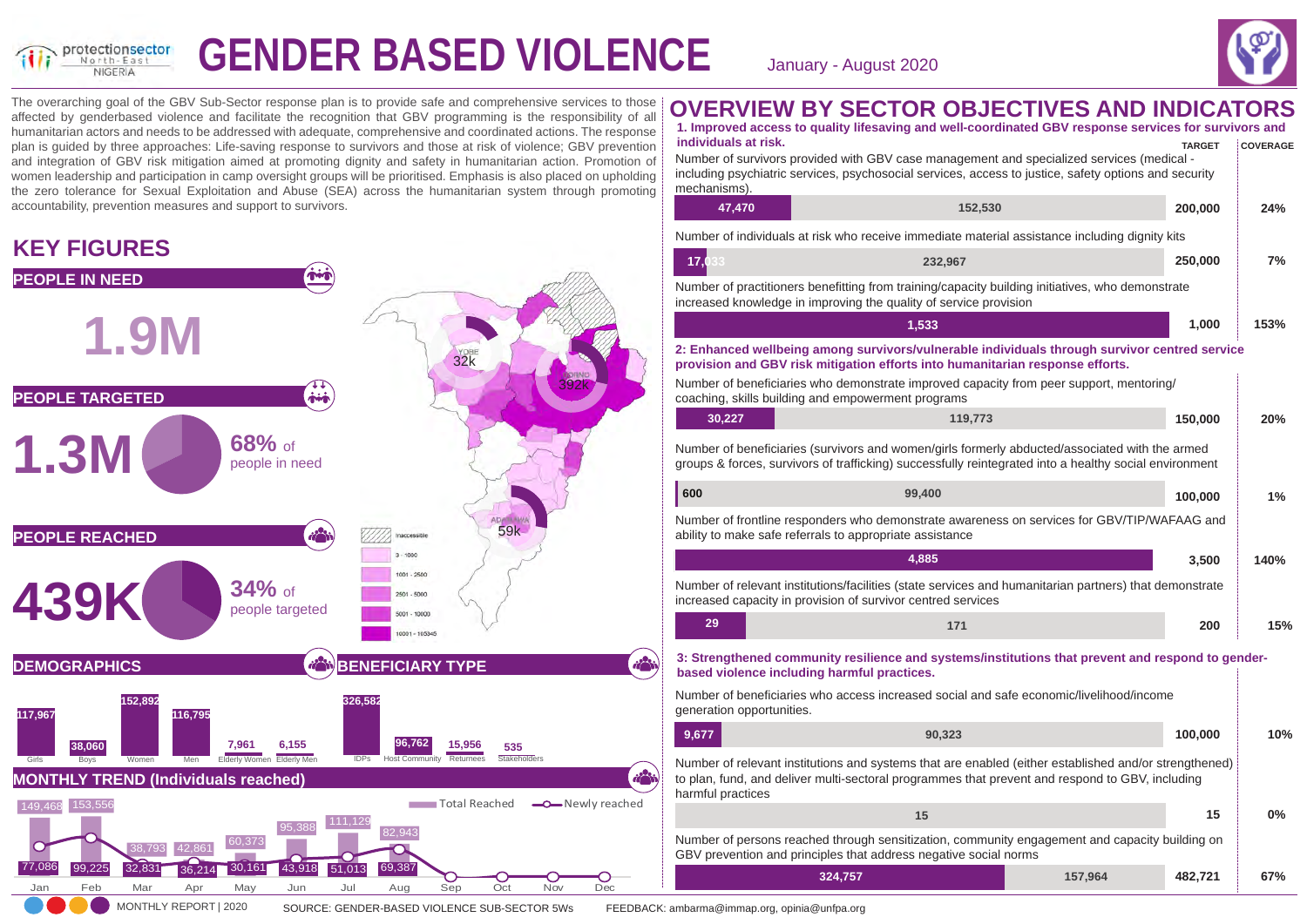# GENDER BASED VIOLENCE

January - August 2020

The overarching goal of the GBV Sub-Sector response plan is to provide safe and comprehensive services to those affected by genderbased violence and facilitate the recognition that GBV programming is the responsibility of all humanitarian actors and needs to be addressed with adequate, comprehensive and coordinated actions. The response plan is guided by three approaches: Life-saving response to survivors and those at risk of violence; GBV prevention and integration of GBV risk mitigation aimed at promoting dignity and safety in humanitarian action. Promotion of women leadership and participation in camp oversight groups will be prioritised. Emphasis is also placed on upholding the zero tolerance for Sexual Exploitation and Abuse (SEA) across the humanitarian system through promoting accountability, prevention measures and support to survivors.

## KEY FIGURES

### PEOPLE IN NEED

**1.9M**

### PEOPLE TARGETED

**1.3M** — 68% of people in need

### PEOPLE REACHED

**439K** — 34% of people targeted

Map: Yobe 32k; Borno 392k; Adamawa 59k. Legend: Inaccessible; 3 - 1000; 1001 - 2500; 2501 - 5000; 5001 - 10000; 10001 - 105345

### DEMOGRAPHICS

| Girls | Boys | Women | Men | Elderly Women | Elderly Men |
|---|---|---|---|---|---|
| 117,967 | 38,060 | 152,892 | 116,795 | 7,961 | 6,155 |

### BENEFICIARY TYPE

| IDPs | Host Community | Returnees | Stakeholders |
|---|---|---|---|
| 326,582 | 96,762 | 15,956 | 535 |

### MONTHLY TREND (Individuals reached)

| Month | Total Reached | Newly reached |
|---|---|---|
| Jan | 149,468 | 77,086 |
| Feb | 153,556 | 99,225 |
| Mar | 38,793 | 32,831 |
| Apr | 42,861 | 36,214 |
| May | 60,373 | 30,161 |
| Jun | 95,388 | 43,918 |
| Jul | 111,129 | 51,013 |
| Aug | 82,943 | 69,387 |
| Sep | | |
| Oct | | |
| Nov | | |
| Dec | | |

## OVERVIEW BY SECTOR OBJECTIVES AND INDICATORS

**1. Improved access to quality lifesaving and well-coordinated GBV response services for survivors and individuals at risk.**

| Indicator | Reached | Gap | Target | Coverage |
|---|---|---|---|---|
| Number of survivors provided with GBV case management and specialized services (medical - including psychiatric services, psychosocial services, access to justice, safety options and security mechanisms). | 47,470 | 152,530 | 200,000 | 24% |
| Number of individuals at risk who receive immediate material assistance including dignity kits | 17,033 | 232,967 | 250,000 | 7% |
| Number of practitioners benefitting from training/capacity building initiatives, who demonstrate increased knowledge in improving the quality of service provision | 1,533 | | 1,000 | 153% |

**2: Enhanced wellbeing among survivors/vulnerable individuals through survivor centred service provision and GBV risk mitigation efforts into humanitarian response efforts.**

| Indicator | Reached | Gap | Target | Coverage |
|---|---|---|---|---|
| Number of beneficiaries who demonstrate improved capacity from peer support, mentoring/ coaching, skills building and empowerment programs | 30,227 | 119,773 | 150,000 | 20% |
| Number of beneficiaries (survivors and women/girls formerly abducted/associated with the armed groups & forces, survivors of trafficking) successfully reintegrated into a healthy social environment | 600 | 99,400 | 100,000 | 1% |
| Number of frontline responders who demonstrate awareness on services for GBV/TIP/WAFAAG and ability to make safe referrals to appropriate assistance | 4,885 | | 3,500 | 140% |
| Number of relevant institutions/facilities (state services and humanitarian partners) that demonstrate increased capacity in provision of survivor centred services | 29 | 171 | 200 | 15% |

**3: Strengthened community resilience and systems/institutions that prevent and respond to gender-based violence including harmful practices.**

| Indicator | Reached | Gap | Target | Coverage |
|---|---|---|---|---|
| Number of beneficiaries who access increased social and safe economic/livelihood/income generation opportunities. | 9,677 | 90,323 | 100,000 | 10% |
| Number of relevant institutions and systems that are enabled (either established and/or strengthened) to plan, fund, and deliver multi-sectoral programmes that prevent and respond to GBV, including harmful practices | | 15 | 15 | 0% |
| Number of persons reached through sensitization, community engagement and capacity building on GBV prevention and principles that address negative social norms | 324,757 | 157,964 | 482,721 | 67% |

MONTHLY REPORT | 2020 — SOURCE: GENDER-BASED VIOLENCE SUB-SECTOR 5Ws — FEEDBACK: ambarma@immap.org, opinia@unfpa.org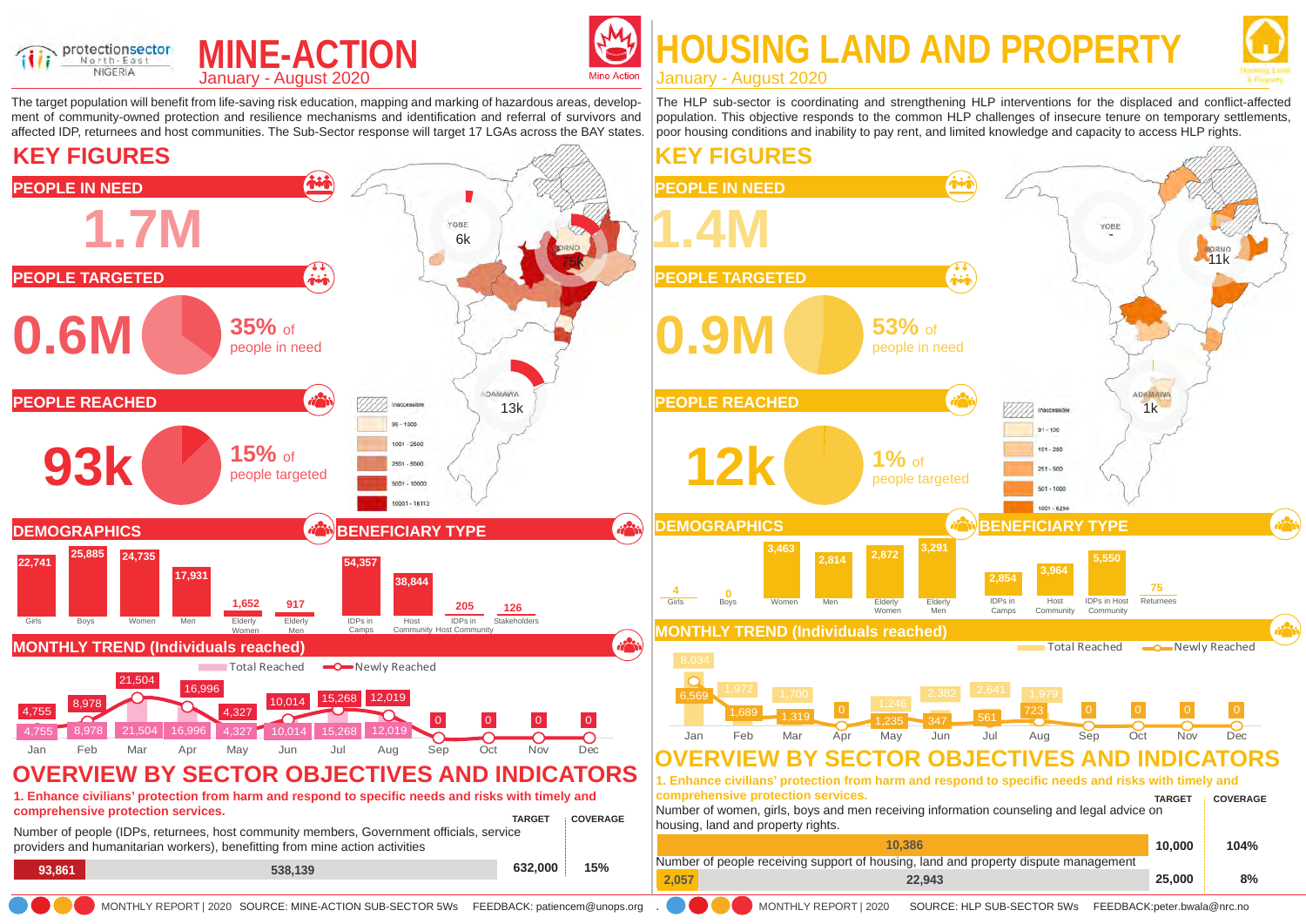protectionsector North-East NIGERIA

# MINE-ACTION

January - August 2020

Mine Action

The target population will benefit from life-saving risk education, mapping and marking of hazardous areas, development of community-owned protection and resilience mechanisms and identification and referral of survivors and affected IDP, returnees and host communities. The Sub-Sector response will target 17 LGAs across the BAY states.

## KEY FIGURES

### PEOPLE IN NEED

1.7M

### PEOPLE TARGETED

0.6M

35% of people in need

### PEOPLE REACHED

93k

15% of people targeted

YOBE 6k

BORNO 75k

ADAMAWA 13k

Inaccessible
96 - 1000
1001 - 2500
2501 - 5000
5001 - 10000
10001 - 16113

### DEMOGRAPHICS

22,741 Girls
25,885 Boys
24,735 Women
17,931 Men
1,652 Elderly Women
917 Elderly Men

### BENEFICIARY TYPE

54,357 IDPs in Camps
38,844 Host Community
205 IDPs in Host Community
126 Stakeholders

### MONTHLY TREND (Individuals reached)

Total Reached — Newly Reached

Jan: 4,755 / 4,755
Feb: 8,978 / 8,978
Mar: 21,504 / 21,504
Apr: 16,996 / 16,996
May: 4,327 / 4,327
Jun: 10,014 / 10,014
Jul: 15,268 / 15,268
Aug: 12,019 / 12,019
Sep: 0
Oct: 0
Nov: 0
Dec: 0

## OVERVIEW BY SECTOR OBJECTIVES AND INDICATORS

**1. Enhance civilians' protection from harm and respond to specific needs and risks with timely and comprehensive protection services.**

| Indicator | Reached | Remaining | TARGET | COVERAGE |
|---|---|---|---|---|
| Number of people (IDPs, returnees, host community members, Government officials, service providers and humanitarian workers), benefitting from mine action activities | 93,861 | 538,139 | 632,000 | 15% |

# HOUSING LAND AND PROPERTY

January - August 2020

Housing Land & Property

The HLP sub-sector is coordinating and strengthening HLP interventions for the displaced and conflict-affected population. This objective responds to the common HLP challenges of insecure tenure on temporary settlements, poor housing conditions and inability to pay rent, and limited knowledge and capacity to access HLP rights.

## KEY FIGURES

### PEOPLE IN NEED

1.4M

### PEOPLE TARGETED

0.9M

53% of people in need

### PEOPLE REACHED

12k

1% of people targeted

YOBE -

BORNO 11k

ADAMAWA 1k

Inaccessible
91 - 100
101 - 250
251 - 500
501 - 1000
1001 - 6294

### DEMOGRAPHICS

4 Girls
0 Boys
3,463 Women
2,814 Men
2,872 Elderly Women
3,291 Elderly Men

### BENEFICIARY TYPE

2,854 IDPs in Camps
3,964 Host Community
5,550 IDPs in Host Community
75 Returnees

### MONTHLY TREND (Individuals reached)

Total Reached — Newly Reached

Jan: 8,034 / 6,569
Feb: 1,972 / 1,689
Mar: 1,700 / 1,319
Apr: 0
May: 1,246 / 1,235
Jun: 2,382 / 347
Jul: 2,641 / 561
Aug: 1,979 / 723
Sep: 0
Oct: 0
Nov: 0
Dec: 0

## OVERVIEW BY SECTOR OBJECTIVES AND INDICATORS

**1. Enhance civilians' protection from harm and respond to specific needs and risks with timely and comprehensive protection services.**

| Indicator | Reached | Remaining | TARGET | COVERAGE |
|---|---|---|---|---|
| Number of women, girls, boys and men receiving information counseling and legal advice on housing, land and property rights. | 10,386 | | 10,000 | 104% |
| Number of people receiving support of housing, land and property dispute management | 2,057 | 22,943 | 25,000 | 8% |

MONTHLY REPORT | 2020 SOURCE: MINE-ACTION SUB-SECTOR 5Ws FEEDBACK: patiencem@unops.org

MONTHLY REPORT | 2020 SOURCE: HLP SUB-SECTOR 5Ws FEEDBACK:peter.bwala@nrc.no